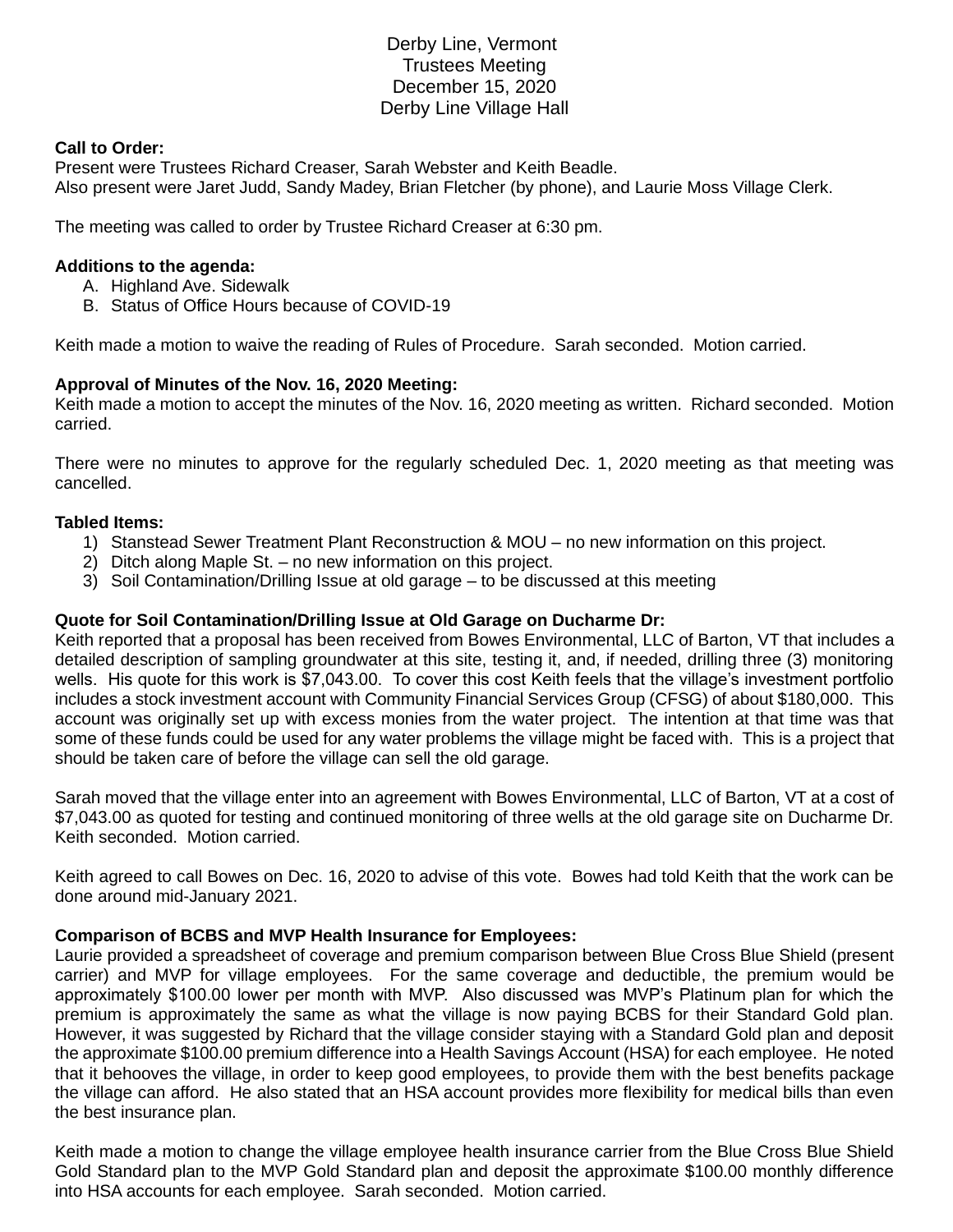# Derby Line, Vermont
## Trustees Meeting
## December 15, 2020
## Derby Line Village Hall

**Call to Order:**
Present were Trustees Richard Creaser, Sarah Webster and Keith Beadle.
Also present were Jaret Judd, Sandy Madey, Brian Fletcher (by phone), and Laurie Moss Village Clerk.

The meeting was called to order by Trustee Richard Creaser at 6:30 pm.

**Additions to the agenda:**

A. Highland Ave. Sidewalk
B. Status of Office Hours because of COVID-19

Keith made a motion to waive the reading of Rules of Procedure. Sarah seconded. Motion carried.

**Approval of Minutes of the Nov. 16, 2020 Meeting:**
Keith made a motion to accept the minutes of the Nov. 16, 2020 meeting as written. Richard seconded. Motion carried.

There were no minutes to approve for the regularly scheduled Dec. 1, 2020 meeting as that meeting was cancelled.

**Tabled Items:**

1) Stanstead Sewer Treatment Plant Reconstruction & MOU – no new information on this project.
2) Ditch along Maple St. – no new information on this project.
3) Soil Contamination/Drilling Issue at old garage – to be discussed at this meeting

**Quote for Soil Contamination/Drilling Issue at Old Garage on Ducharme Dr:**
Keith reported that a proposal has been received from Bowes Environmental, LLC of Barton, VT that includes a detailed description of sampling groundwater at this site, testing it, and, if needed, drilling three (3) monitoring wells. His quote for this work is $7,043.00. To cover this cost Keith feels that the village's investment portfolio includes a stock investment account with Community Financial Services Group (CFSG) of about $180,000. This account was originally set up with excess monies from the water project. The intention at that time was that some of these funds could be used for any water problems the village might be faced with. This is a project that should be taken care of before the village can sell the old garage.

Sarah moved that the village enter into an agreement with Bowes Environmental, LLC of Barton, VT at a cost of $7,043.00 as quoted for testing and continued monitoring of three wells at the old garage site on Ducharme Dr. Keith seconded. Motion carried.

Keith agreed to call Bowes on Dec. 16, 2020 to advise of this vote. Bowes had told Keith that the work can be done around mid-January 2021.

**Comparison of BCBS and MVP Health Insurance for Employees:**
Laurie provided a spreadsheet of coverage and premium comparison between Blue Cross Blue Shield (present carrier) and MVP for village employees. For the same coverage and deductible, the premium would be approximately $100.00 lower per month with MVP. Also discussed was MVP's Platinum plan for which the premium is approximately the same as what the village is now paying BCBS for their Standard Gold plan. However, it was suggested by Richard that the village consider staying with a Standard Gold plan and deposit the approximate $100.00 premium difference into a Health Savings Account (HSA) for each employee. He noted that it behooves the village, in order to keep good employees, to provide them with the best benefits package the village can afford. He also stated that an HSA account provides more flexibility for medical bills than even the best insurance plan.

Keith made a motion to change the village employee health insurance carrier from the Blue Cross Blue Shield Gold Standard plan to the MVP Gold Standard plan and deposit the approximate $100.00 monthly difference into HSA accounts for each employee. Sarah seconded. Motion carried.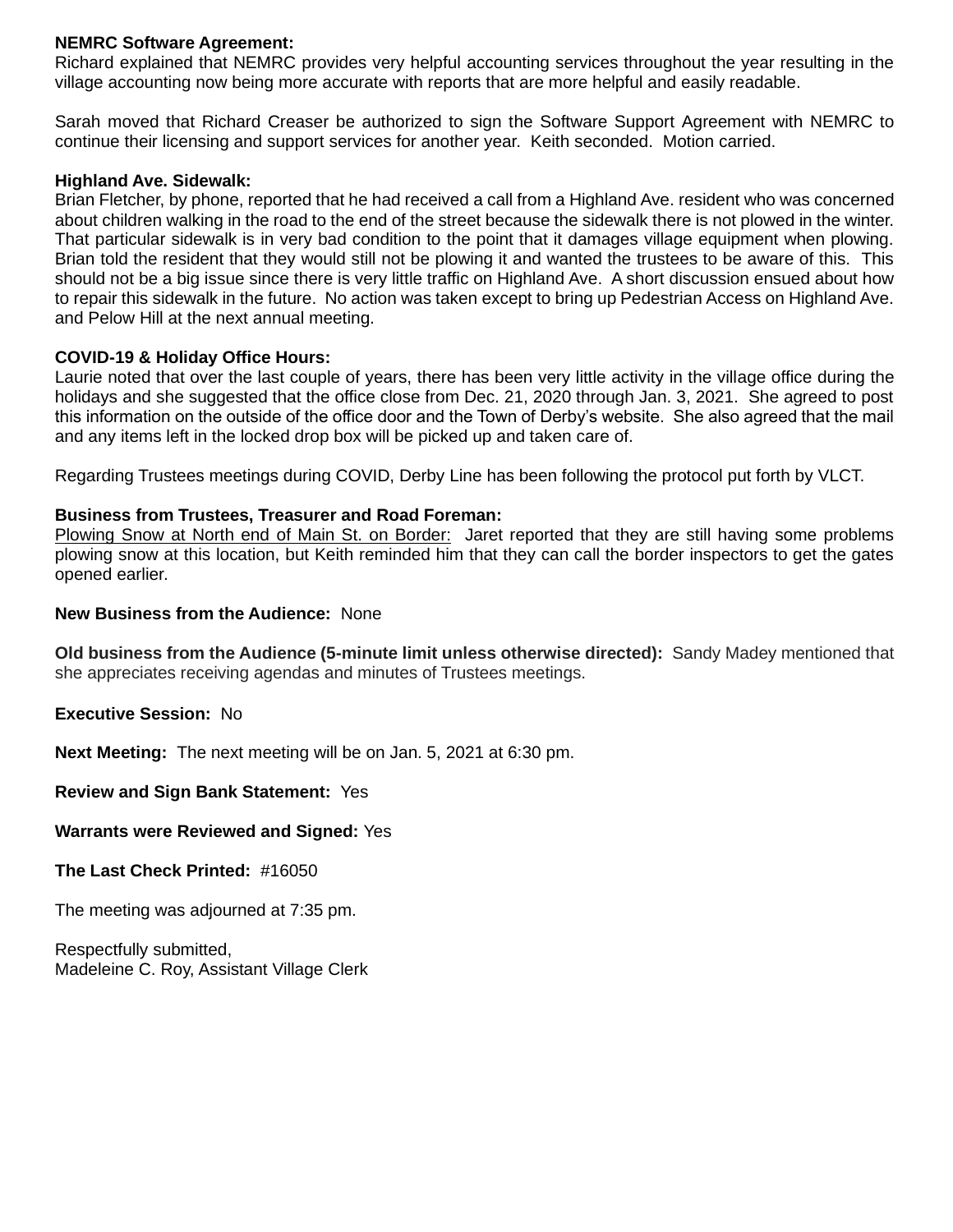**NEMRC Software Agreement:**
Richard explained that NEMRC provides very helpful accounting services throughout the year resulting in the village accounting now being more accurate with reports that are more helpful and easily readable.

Sarah moved that Richard Creaser be authorized to sign the Software Support Agreement with NEMRC to continue their licensing and support services for another year. Keith seconded. Motion carried.

**Highland Ave. Sidewalk:**
Brian Fletcher, by phone, reported that he had received a call from a Highland Ave. resident who was concerned about children walking in the road to the end of the street because the sidewalk there is not plowed in the winter. That particular sidewalk is in very bad condition to the point that it damages village equipment when plowing. Brian told the resident that they would still not be plowing it and wanted the trustees to be aware of this. This should not be a big issue since there is very little traffic on Highland Ave. A short discussion ensued about how to repair this sidewalk in the future. No action was taken except to bring up Pedestrian Access on Highland Ave. and Pelow Hill at the next annual meeting.

**COVID-19 & Holiday Office Hours:**
Laurie noted that over the last couple of years, there has been very little activity in the village office during the holidays and she suggested that the office close from Dec. 21, 2020 through Jan. 3, 2021. She agreed to post this information on the outside of the office door and the Town of Derby's website. She also agreed that the mail and any items left in the locked drop box will be picked up and taken care of.

Regarding Trustees meetings during COVID, Derby Line has been following the protocol put forth by VLCT.

**Business from Trustees, Treasurer and Road Foreman:**
Plowing Snow at North end of Main St. on Border: Jaret reported that they are still having some problems plowing snow at this location, but Keith reminded him that they can call the border inspectors to get the gates opened earlier.

**New Business from the Audience:** None

**Old business from the Audience (5-minute limit unless otherwise directed):** Sandy Madey mentioned that she appreciates receiving agendas and minutes of Trustees meetings.

**Executive Session:** No

**Next Meeting:** The next meeting will be on Jan. 5, 2021 at 6:30 pm.

**Review and Sign Bank Statement:** Yes

**Warrants were Reviewed and Signed:** Yes

**The Last Check Printed:** #16050

The meeting was adjourned at 7:35 pm.

Respectfully submitted,
Madeleine C. Roy, Assistant Village Clerk